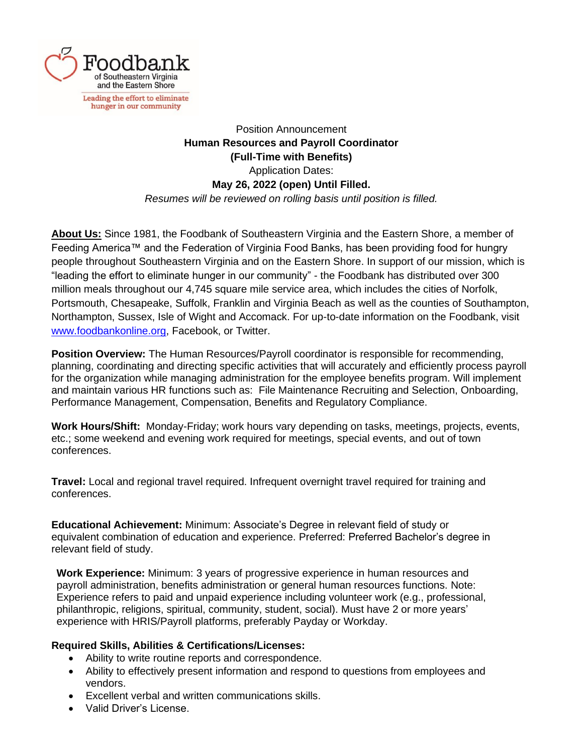Foodbank of Southeastern Virginia and the Eastern Shore

Leading the effort to eliminate hunger in our community

Position Announcement

**Human Resources and Payroll Coordinator**

**(Full-Time with Benefits)**

Application Dates:

**May 26, 2022 (open) Until Filled.**

*Resumes will be reviewed on rolling basis until position is filled.*

**About Us:** Since 1981, the Foodbank of Southeastern Virginia and the Eastern Shore, a member of Feeding America™ and the Federation of Virginia Food Banks, has been providing food for hungry people throughout Southeastern Virginia and on the Eastern Shore. In support of our mission, which is "leading the effort to eliminate hunger in our community" - the Foodbank has distributed over 300 million meals throughout our 4,745 square mile service area, which includes the cities of Norfolk, Portsmouth, Chesapeake, Suffolk, Franklin and Virginia Beach as well as the counties of Southampton, Northampton, Sussex, Isle of Wight and Accomack. For up-to-date information on the Foodbank, visit www.foodbankonline.org, Facebook, or Twitter.

**Position Overview:** The Human Resources/Payroll coordinator is responsible for recommending, planning, coordinating and directing specific activities that will accurately and efficiently process payroll for the organization while managing administration for the employee benefits program. Will implement and maintain various HR functions such as: File Maintenance Recruiting and Selection, Onboarding, Performance Management, Compensation, Benefits and Regulatory Compliance.

**Work Hours/Shift:** Monday-Friday; work hours vary depending on tasks, meetings, projects, events, etc.; some weekend and evening work required for meetings, special events, and out of town conferences.

**Travel:** Local and regional travel required. Infrequent overnight travel required for training and conferences.

**Educational Achievement:** Minimum: Associate's Degree in relevant field of study or equivalent combination of education and experience. Preferred: Preferred Bachelor's degree in relevant field of study.

**Work Experience:** Minimum: 3 years of progressive experience in human resources and payroll administration, benefits administration or general human resources functions. Note: Experience refers to paid and unpaid experience including volunteer work (e.g., professional, philanthropic, religions, spiritual, community, student, social). Must have 2 or more years' experience with HRIS/Payroll platforms, preferably Payday or Workday.

**Required Skills, Abilities & Certifications/Licenses:**

- Ability to write routine reports and correspondence.
- Ability to effectively present information and respond to questions from employees and vendors.
- Excellent verbal and written communications skills.
- Valid Driver's License.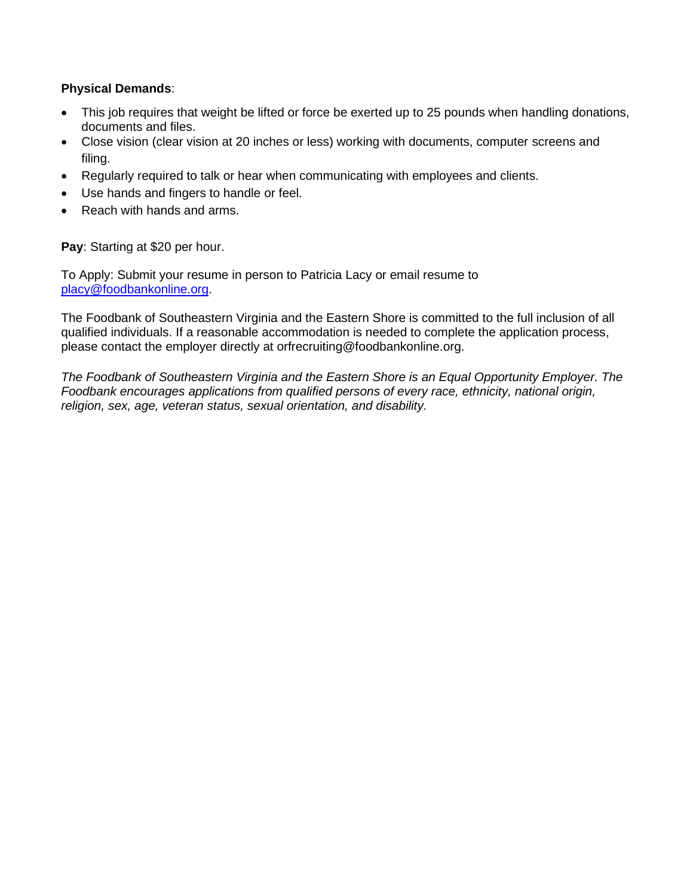**Physical Demands**:

- This job requires that weight be lifted or force be exerted up to 25 pounds when handling donations, documents and files.
- Close vision (clear vision at 20 inches or less) working with documents, computer screens and filing.
- Regularly required to talk or hear when communicating with employees and clients.
- Use hands and fingers to handle or feel.
- Reach with hands and arms.

**Pay**: Starting at $20 per hour.

To Apply: Submit your resume in person to Patricia Lacy or email resume to [placy@foodbankonline.org](mailto:placy@foodbankonline.org).

The Foodbank of Southeastern Virginia and the Eastern Shore is committed to the full inclusion of all qualified individuals. If a reasonable accommodation is needed to complete the application process, please contact the employer directly at orfrecruiting@foodbankonline.org.

*The Foodbank of Southeastern Virginia and the Eastern Shore is an Equal Opportunity Employer. The Foodbank encourages applications from qualified persons of every race, ethnicity, national origin, religion, sex, age, veteran status, sexual orientation, and disability.*